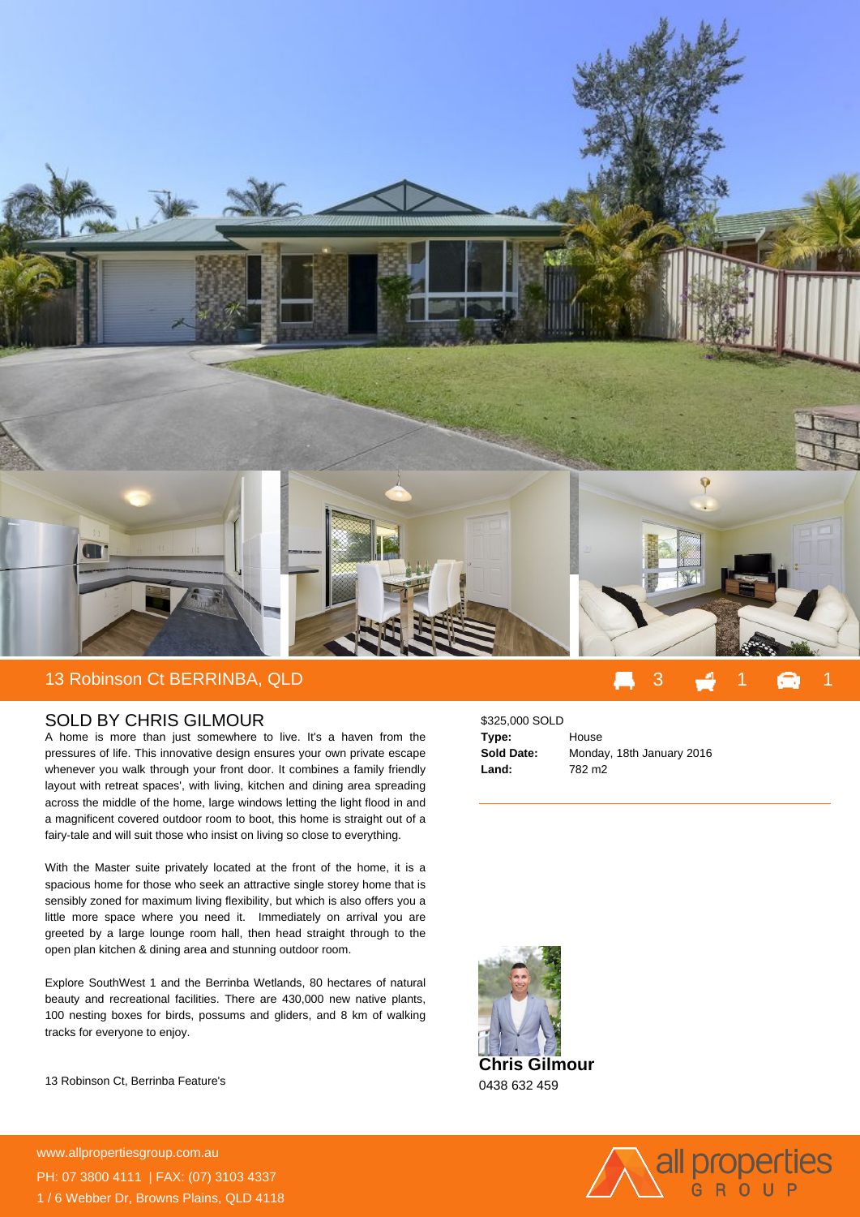# 13 Robinson Ct BERRINBA, QLD

3 1 1

## SOLD BY CHRIS GILMOUR

A home is more than just somewhere to live. It's a haven from the pressures of life. This innovative design ensures your own private escape whenever you walk through your front door. It combines a family friendly layout with retreat spaces', with living, kitchen and dining area spreading across the middle of the home, large windows letting the light flood in and a magnificent covered outdoor room to boot, this home is straight out of a fairy-tale and will suit those who insist on living so close to everything.

With the Master suite privately located at the front of the home, it is a spacious home for those who seek an attractive single storey home that is sensibly zoned for maximum living flexibility, but which is also offers you a little more space where you need it. Immediately on arrival you are greeted by a large lounge room hall, then head straight through to the open plan kitchen & dining area and stunning outdoor room.

Explore SouthWest 1 and the Berrinba Wetlands, 80 hectares of natural beauty and recreational facilities. There are 430,000 new native plants, 100 nesting boxes for birds, possums and gliders, and 8 km of walking tracks for everyone to enjoy.

13 Robinson Ct, Berrinba Feature's

$325,000 SOLD

| | |
|---|---|
| **Type:** | House |
| **Sold Date:** | Monday, 18th January 2016 |
| **Land:** | 782 m2 |

**Chris Gilmour**
0438 632 459

www.allpropertiesgroup.com.au
PH: 07 3800 4111 | FAX: (07) 3103 4337
1 / 6 Webber Dr, Browns Plains, QLD 4118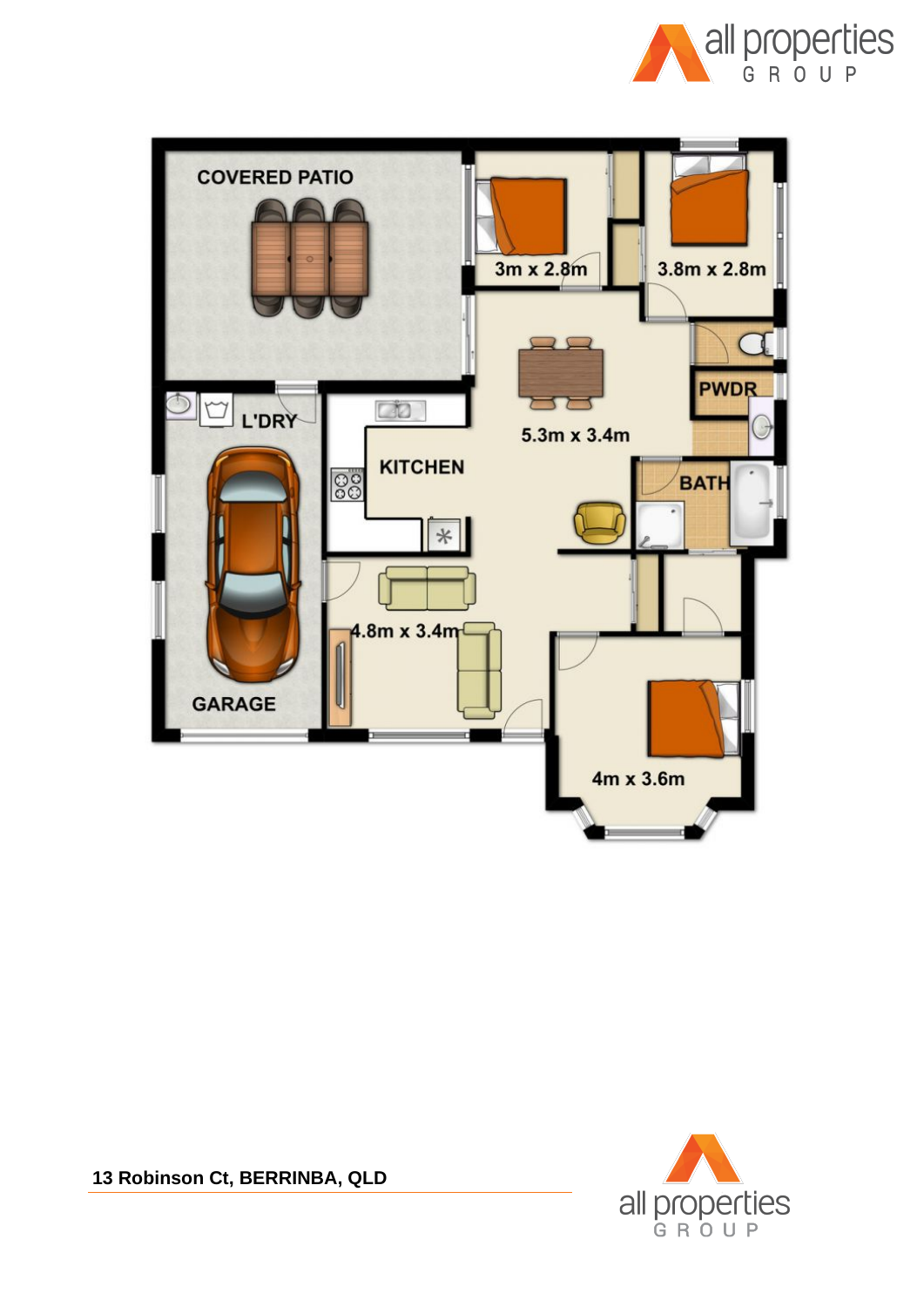COVERED PATIO

3m x 2.8m

3.8m x 2.8m

5.3m x 3.4m

PWDR

L'DRY

KITCHEN

BATH

4.8m x 3.4m

GARAGE

4m x 3.6m

**13 Robinson Ct, BERRINBA, QLD**